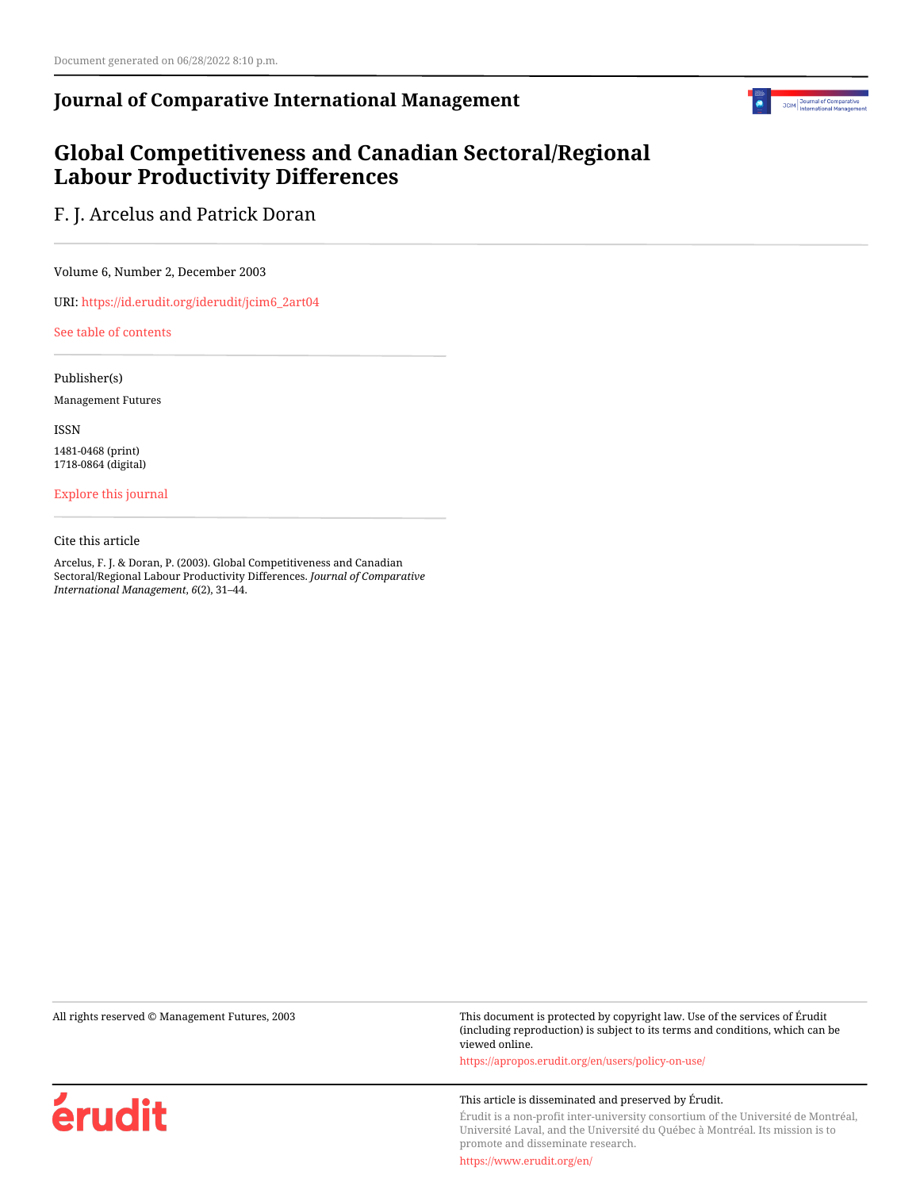Document generated on 06/28/2022 8:10 p.m.

**Journal of Comparative International Management**

# Global Competitiveness and Canadian Sectoral/Regional Labour Productivity Differences

F. J. Arcelus and Patrick Doran

Volume 6, Number 2, December 2003

URI: https://id.erudit.org/iderudit/jcim6_2art04

See table of contents

Publisher(s)

Management Futures

ISSN

1481-0468 (print)
1718-0864 (digital)

Explore this journal

Cite this article

Arcelus, F. J. & Doran, P. (2003). Global Competitiveness and Canadian Sectoral/Regional Labour Productivity Differences. *Journal of Comparative International Management*, *6*(2), 31–44.

All rights reserved © Management Futures, 2003

This document is protected by copyright law. Use of the services of Érudit (including reproduction) is subject to its terms and conditions, which can be viewed online.

https://apropos.erudit.org/en/users/policy-on-use/

This article is disseminated and preserved by Érudit.

Érudit is a non-profit inter-university consortium of the Université de Montréal, Université Laval, and the Université du Québec à Montréal. Its mission is to promote and disseminate research.

https://www.erudit.org/en/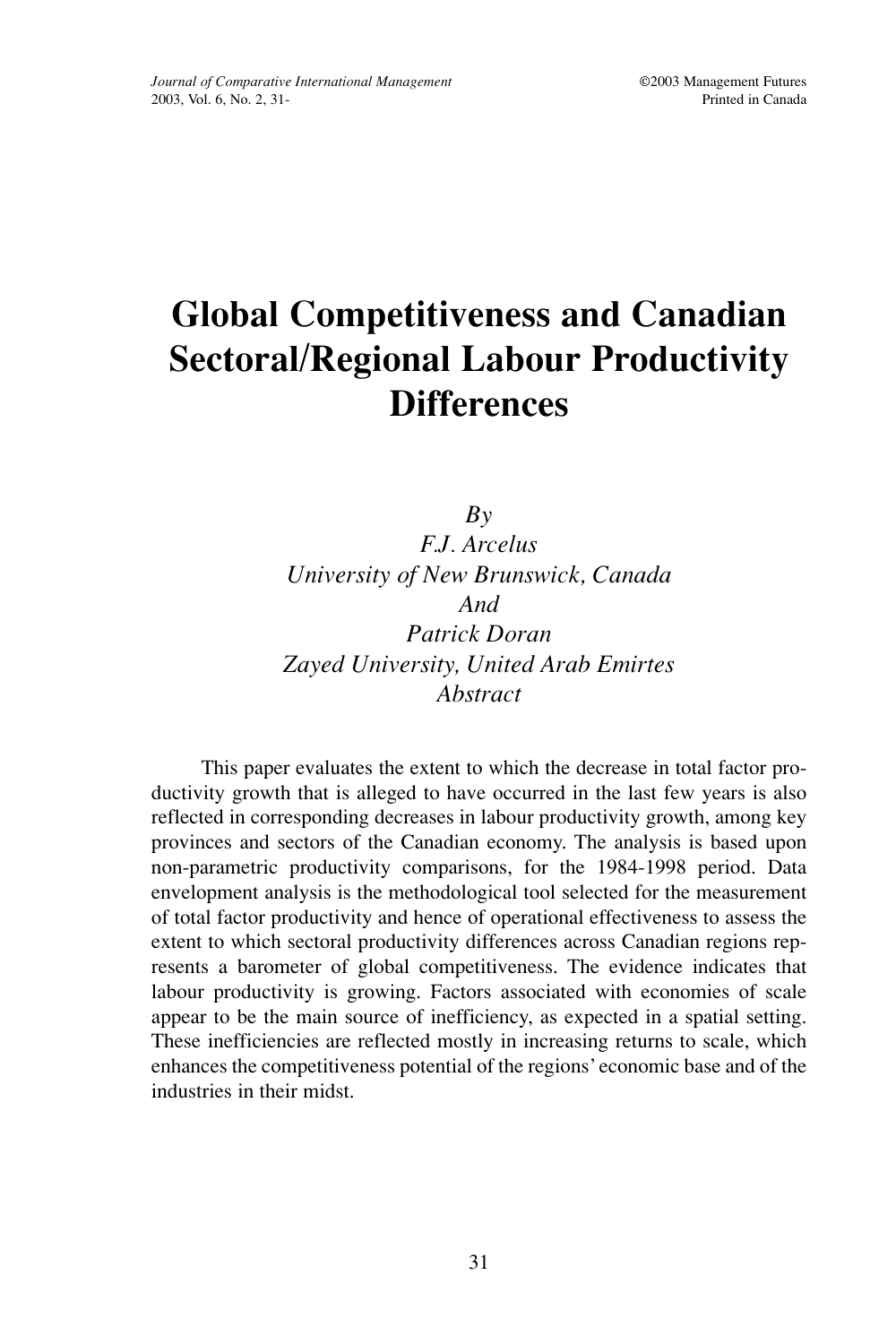# Global Competitiveness and Canadian Sectoral/Regional Labour Productivity Differences

*By*

*F.J. Arcelus*
*University of New Brunswick, Canada*
*And*
*Patrick Doran*
*Zayed University, United Arab Emirtes*

*Abstract*

This paper evaluates the extent to which the decrease in total factor productivity growth that is alleged to have occurred in the last few years is also reflected in corresponding decreases in labour productivity growth, among key provinces and sectors of the Canadian economy. The analysis is based upon non-parametric productivity comparisons, for the 1984-1998 period. Data envelopment analysis is the methodological tool selected for the measurement of total factor productivity and hence of operational effectiveness to assess the extent to which sectoral productivity differences across Canadian regions represents a barometer of global competitiveness. The evidence indicates that labour productivity is growing. Factors associated with economies of scale appear to be the main source of inefficiency, as expected in a spatial setting. These inefficiencies are reflected mostly in increasing returns to scale, which enhances the competitiveness potential of the regions' economic base and of the industries in their midst.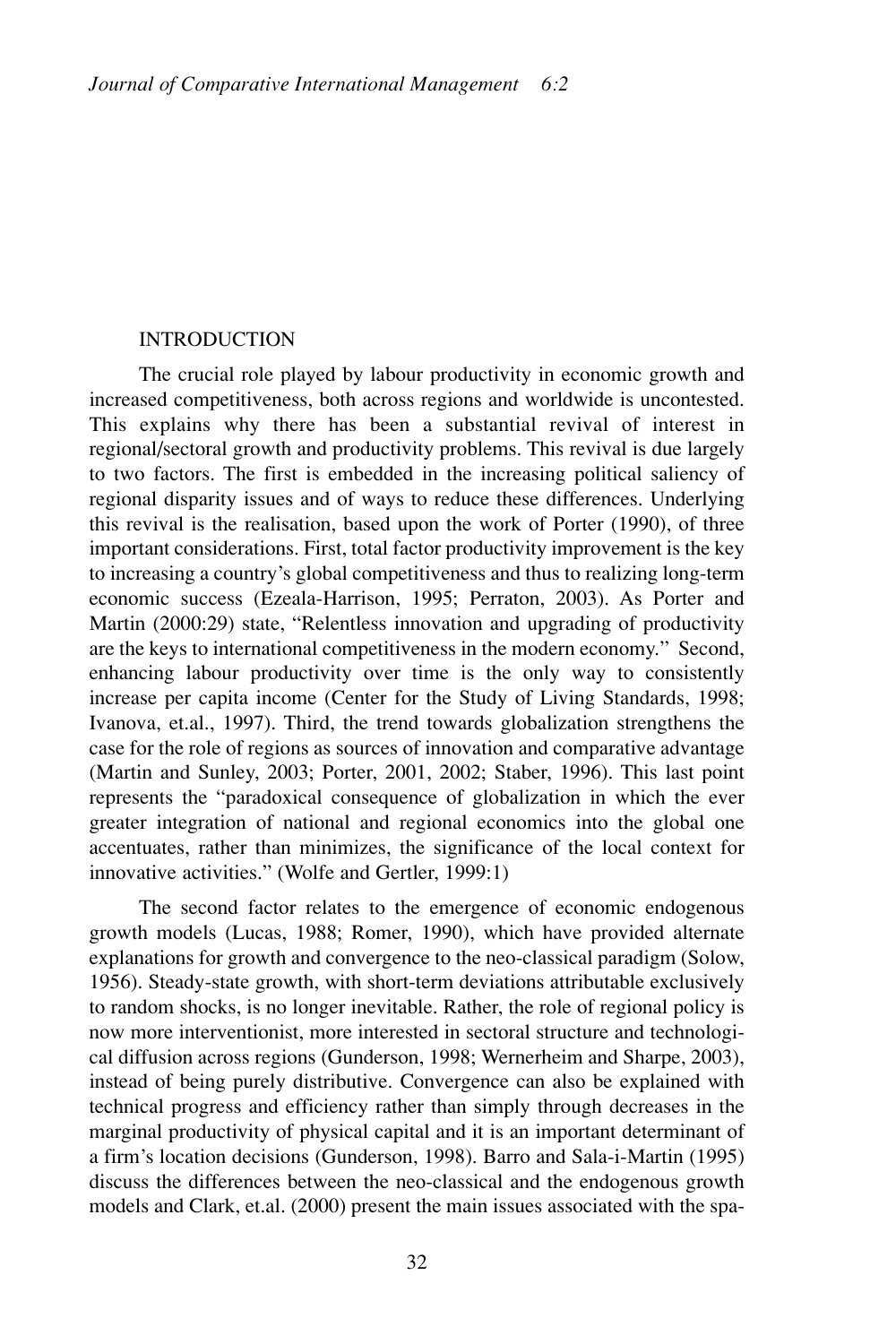## INTRODUCTION

The crucial role played by labour productivity in economic growth and increased competitiveness, both across regions and worldwide is uncontested. This explains why there has been a substantial revival of interest in regional/sectoral growth and productivity problems. This revival is due largely to two factors. The first is embedded in the increasing political saliency of regional disparity issues and of ways to reduce these differences. Underlying this revival is the realisation, based upon the work of Porter (1990), of three important considerations. First, total factor productivity improvement is the key to increasing a country's global competitiveness and thus to realizing long-term economic success (Ezeala-Harrison, 1995; Perraton, 2003). As Porter and Martin (2000:29) state, "Relentless innovation and upgrading of productivity are the keys to international competitiveness in the modern economy." Second, enhancing labour productivity over time is the only way to consistently increase per capita income (Center for the Study of Living Standards, 1998; Ivanova, et.al., 1997). Third, the trend towards globalization strengthens the case for the role of regions as sources of innovation and comparative advantage (Martin and Sunley, 2003; Porter, 2001, 2002; Staber, 1996). This last point represents the "paradoxical consequence of globalization in which the ever greater integration of national and regional economics into the global one accentuates, rather than minimizes, the significance of the local context for innovative activities." (Wolfe and Gertler, 1999:1)

The second factor relates to the emergence of economic endogenous growth models (Lucas, 1988; Romer, 1990), which have provided alternate explanations for growth and convergence to the neo-classical paradigm (Solow, 1956). Steady-state growth, with short-term deviations attributable exclusively to random shocks, is no longer inevitable. Rather, the role of regional policy is now more interventionist, more interested in sectoral structure and technological diffusion across regions (Gunderson, 1998; Wernerheim and Sharpe, 2003), instead of being purely distributive. Convergence can also be explained with technical progress and efficiency rather than simply through decreases in the marginal productivity of physical capital and it is an important determinant of a firm's location decisions (Gunderson, 1998). Barro and Sala-i-Martin (1995) discuss the differences between the neo-classical and the endogenous growth models and Clark, et.al. (2000) present the main issues associated with the spa-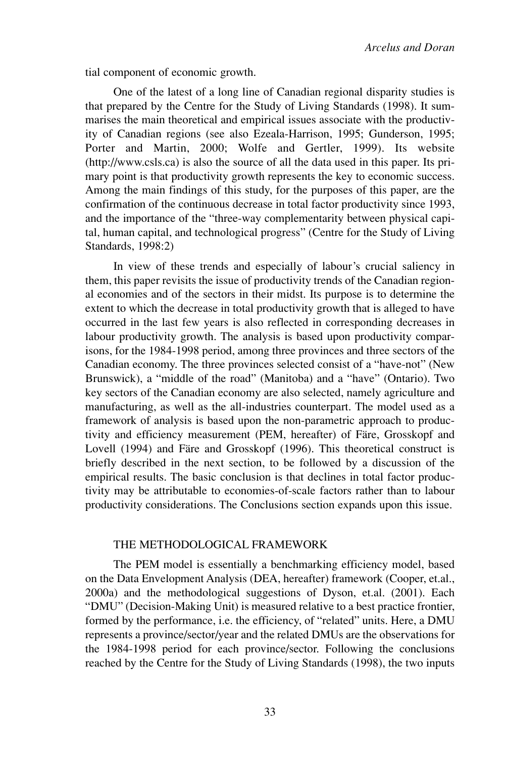tial component of economic growth.

One of the latest of a long line of Canadian regional disparity studies is that prepared by the Centre for the Study of Living Standards (1998). It summarises the main theoretical and empirical issues associate with the productivity of Canadian regions (see also Ezeala-Harrison, 1995; Gunderson, 1995; Porter and Martin, 2000; Wolfe and Gertler, 1999). Its website (http://www.csls.ca) is also the source of all the data used in this paper. Its primary point is that productivity growth represents the key to economic success. Among the main findings of this study, for the purposes of this paper, are the confirmation of the continuous decrease in total factor productivity since 1993, and the importance of the "three-way complementarity between physical capital, human capital, and technological progress" (Centre for the Study of Living Standards, 1998:2)

In view of these trends and especially of labour's crucial saliency in them, this paper revisits the issue of productivity trends of the Canadian regional economies and of the sectors in their midst. Its purpose is to determine the extent to which the decrease in total productivity growth that is alleged to have occurred in the last few years is also reflected in corresponding decreases in labour productivity growth. The analysis is based upon productivity comparisons, for the 1984-1998 period, among three provinces and three sectors of the Canadian economy. The three provinces selected consist of a "have-not" (New Brunswick), a "middle of the road" (Manitoba) and a "have" (Ontario). Two key sectors of the Canadian economy are also selected, namely agriculture and manufacturing, as well as the all-industries counterpart. The model used as a framework of analysis is based upon the non-parametric approach to productivity and efficiency measurement (PEM, hereafter) of Färe, Grosskopf and Lovell (1994) and Färe and Grosskopf (1996). This theoretical construct is briefly described in the next section, to be followed by a discussion of the empirical results. The basic conclusion is that declines in total factor productivity may be attributable to economies-of-scale factors rather than to labour productivity considerations. The Conclusions section expands upon this issue.

## THE METHODOLOGICAL FRAMEWORK

The PEM model is essentially a benchmarking efficiency model, based on the Data Envelopment Analysis (DEA, hereafter) framework (Cooper, et.al., 2000a) and the methodological suggestions of Dyson, et.al. (2001). Each "DMU" (Decision-Making Unit) is measured relative to a best practice frontier, formed by the performance, i.e. the efficiency, of "related" units. Here, a DMU represents a province/sector/year and the related DMUs are the observations for the 1984-1998 period for each province/sector. Following the conclusions reached by the Centre for the Study of Living Standards (1998), the two inputs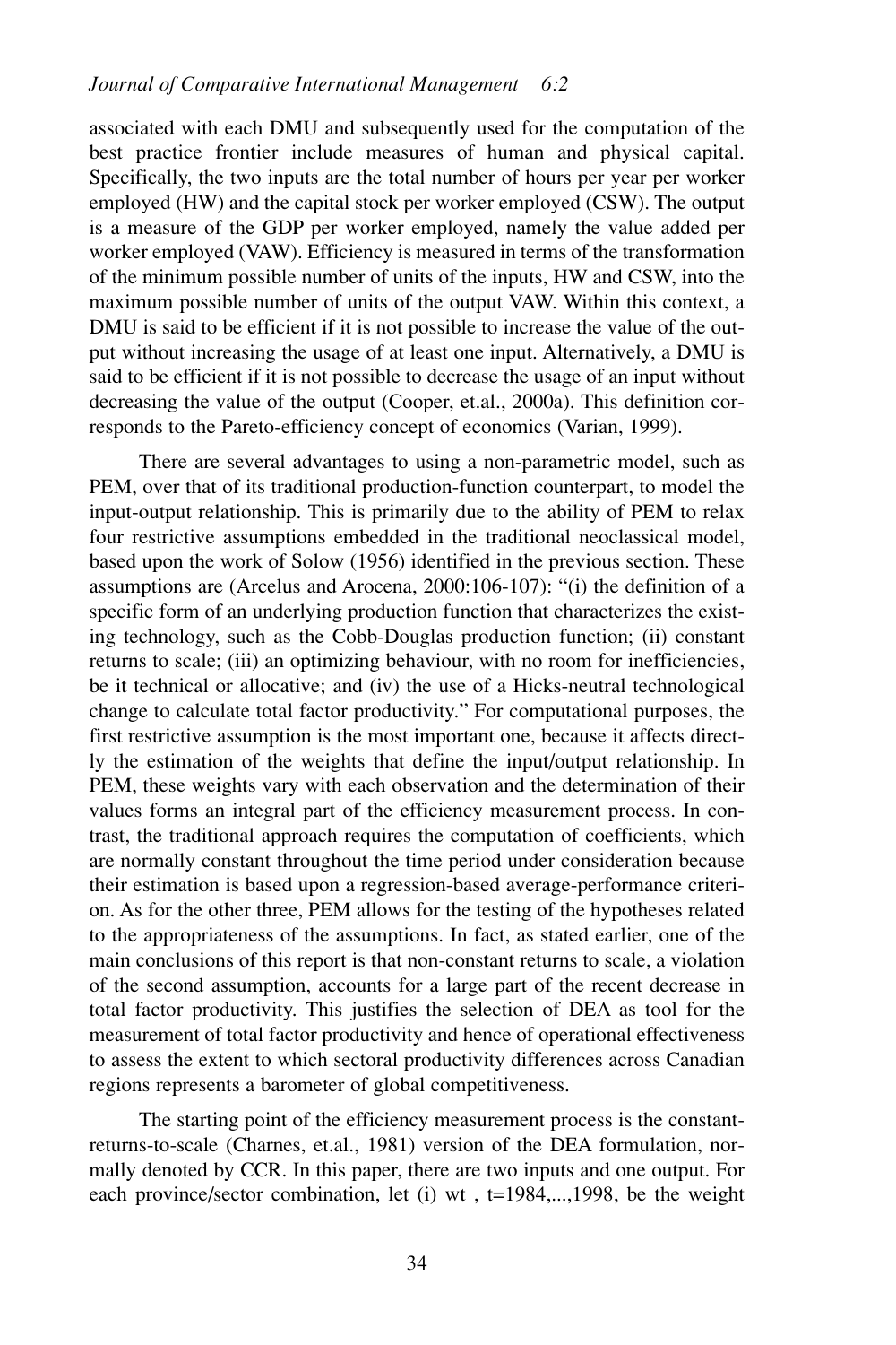associated with each DMU and subsequently used for the computation of the best practice frontier include measures of human and physical capital. Specifically, the two inputs are the total number of hours per year per worker employed (HW) and the capital stock per worker employed (CSW). The output is a measure of the GDP per worker employed, namely the value added per worker employed (VAW). Efficiency is measured in terms of the transformation of the minimum possible number of units of the inputs, HW and CSW, into the maximum possible number of units of the output VAW. Within this context, a DMU is said to be efficient if it is not possible to increase the value of the output without increasing the usage of at least one input. Alternatively, a DMU is said to be efficient if it is not possible to decrease the usage of an input without decreasing the value of the output (Cooper, et.al., 2000a). This definition corresponds to the Pareto-efficiency concept of economics (Varian, 1999).

There are several advantages to using a non-parametric model, such as PEM, over that of its traditional production-function counterpart, to model the input-output relationship. This is primarily due to the ability of PEM to relax four restrictive assumptions embedded in the traditional neoclassical model, based upon the work of Solow (1956) identified in the previous section. These assumptions are (Arcelus and Arocena, 2000:106-107): "(i) the definition of a specific form of an underlying production function that characterizes the existing technology, such as the Cobb-Douglas production function; (ii) constant returns to scale; (iii) an optimizing behaviour, with no room for inefficiencies, be it technical or allocative; and (iv) the use of a Hicks-neutral technological change to calculate total factor productivity." For computational purposes, the first restrictive assumption is the most important one, because it affects directly the estimation of the weights that define the input/output relationship. In PEM, these weights vary with each observation and the determination of their values forms an integral part of the efficiency measurement process. In contrast, the traditional approach requires the computation of coefficients, which are normally constant throughout the time period under consideration because their estimation is based upon a regression-based average-performance criterion. As for the other three, PEM allows for the testing of the hypotheses related to the appropriateness of the assumptions. In fact, as stated earlier, one of the main conclusions of this report is that non-constant returns to scale, a violation of the second assumption, accounts for a large part of the recent decrease in total factor productivity. This justifies the selection of DEA as tool for the measurement of total factor productivity and hence of operational effectiveness to assess the extent to which sectoral productivity differences across Canadian regions represents a barometer of global competitiveness.

The starting point of the efficiency measurement process is the constant-returns-to-scale (Charnes, et.al., 1981) version of the DEA formulation, normally denoted by CCR. In this paper, there are two inputs and one output. For each province/sector combination, let (i) $w_t$ , $t=1984,...,1998$, be the weight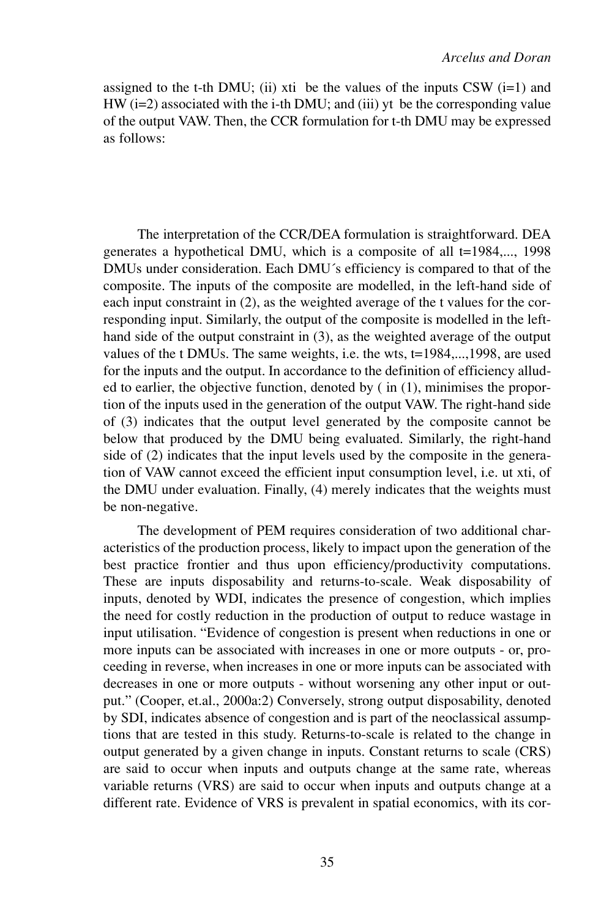assigned to the t-th DMU; (ii) xti be the values of the inputs CSW (i=1) and HW (i=2) associated with the i-th DMU; and (iii) yt be the corresponding value of the output VAW. Then, the CCR formulation for t-th DMU may be expressed as follows:

The interpretation of the CCR/DEA formulation is straightforward. DEA generates a hypothetical DMU, which is a composite of all t=1984,..., 1998 DMUs under consideration. Each DMU´s efficiency is compared to that of the composite. The inputs of the composite are modelled, in the left-hand side of each input constraint in (2), as the weighted average of the t values for the corresponding input. Similarly, the output of the composite is modelled in the left-hand side of the output constraint in (3), as the weighted average of the output values of the t DMUs. The same weights, i.e. the wts, t=1984,...,1998, are used for the inputs and the output. In accordance to the definition of efficiency alluded to earlier, the objective function, denoted by ( in (1), minimises the proportion of the inputs used in the generation of the output VAW. The right-hand side of (3) indicates that the output level generated by the composite cannot be below that produced by the DMU being evaluated. Similarly, the right-hand side of (2) indicates that the input levels used by the composite in the generation of VAW cannot exceed the efficient input consumption level, i.e. ut xti, of the DMU under evaluation. Finally, (4) merely indicates that the weights must be non-negative.

The development of PEM requires consideration of two additional characteristics of the production process, likely to impact upon the generation of the best practice frontier and thus upon efficiency/productivity computations. These are inputs disposability and returns-to-scale. Weak disposability of inputs, denoted by WDI, indicates the presence of congestion, which implies the need for costly reduction in the production of output to reduce wastage in input utilisation. "Evidence of congestion is present when reductions in one or more inputs can be associated with increases in one or more outputs - or, proceeding in reverse, when increases in one or more inputs can be associated with decreases in one or more outputs - without worsening any other input or output." (Cooper, et.al., 2000a:2) Conversely, strong output disposability, denoted by SDI, indicates absence of congestion and is part of the neoclassical assumptions that are tested in this study. Returns-to-scale is related to the change in output generated by a given change in inputs. Constant returns to scale (CRS) are said to occur when inputs and outputs change at the same rate, whereas variable returns (VRS) are said to occur when inputs and outputs change at a different rate. Evidence of VRS is prevalent in spatial economics, with its cor-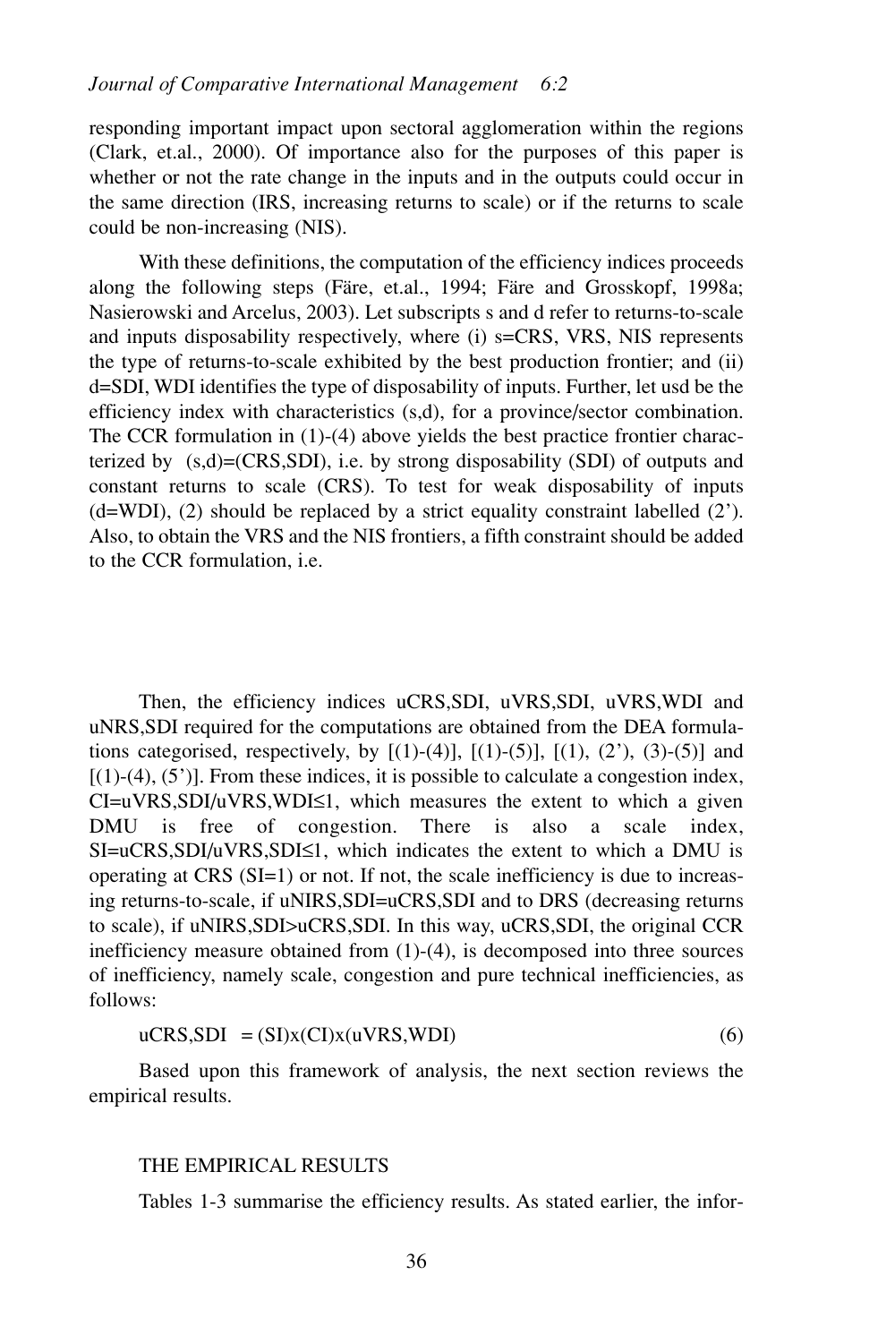responding important impact upon sectoral agglomeration within the regions (Clark, et.al., 2000). Of importance also for the purposes of this paper is whether or not the rate change in the inputs and in the outputs could occur in the same direction (IRS, increasing returns to scale) or if the returns to scale could be non-increasing (NIS).

With these definitions, the computation of the efficiency indices proceeds along the following steps (Färe, et.al., 1994; Färe and Grosskopf, 1998a; Nasierowski and Arcelus, 2003). Let subscripts s and d refer to returns-to-scale and inputs disposability respectively, where (i) s=CRS, VRS, NIS represents the type of returns-to-scale exhibited by the best production frontier; and (ii) d=SDI, WDI identifies the type of disposability of inputs. Further, let usd be the efficiency index with characteristics (s,d), for a province/sector combination. The CCR formulation in (1)-(4) above yields the best practice frontier characterized by (s,d)=(CRS,SDI), i.e. by strong disposability (SDI) of outputs and constant returns to scale (CRS). To test for weak disposability of inputs (d=WDI), (2) should be replaced by a strict equality constraint labelled (2'). Also, to obtain the VRS and the NIS frontiers, a fifth constraint should be added to the CCR formulation, i.e.

Then, the efficiency indices uCRS,SDI, uVRS,SDI, uVRS,WDI and uNRS,SDI required for the computations are obtained from the DEA formulations categorised, respectively, by [(1)-(4)], [(1)-(5)], [(1), (2'), (3)-(5)] and [(1)-(4), (5')]. From these indices, it is possible to calculate a congestion index, CI=uVRS,SDI/uVRS,WDI≤1, which measures the extent to which a given DMU is free of congestion. There is also a scale index, SI=uCRS,SDI/uVRS,SDI≤1, which indicates the extent to which a DMU is operating at CRS (SI=1) or not. If not, the scale inefficiency is due to increasing returns-to-scale, if uNIRS,SDI=uCRS,SDI and to DRS (decreasing returns to scale), if uNIRS,SDI>uCRS,SDI. In this way, uCRS,SDI, the original CCR inefficiency measure obtained from (1)-(4), is decomposed into three sources of inefficiency, namely scale, congestion and pure technical inefficiencies, as follows:

$$u_{CRS,SDI} = (SI) \times (CI) \times (u_{VRS,WDI}) \qquad (6)$$

Based upon this framework of analysis, the next section reviews the empirical results.

## THE EMPIRICAL RESULTS

Tables 1-3 summarise the efficiency results. As stated earlier, the infor-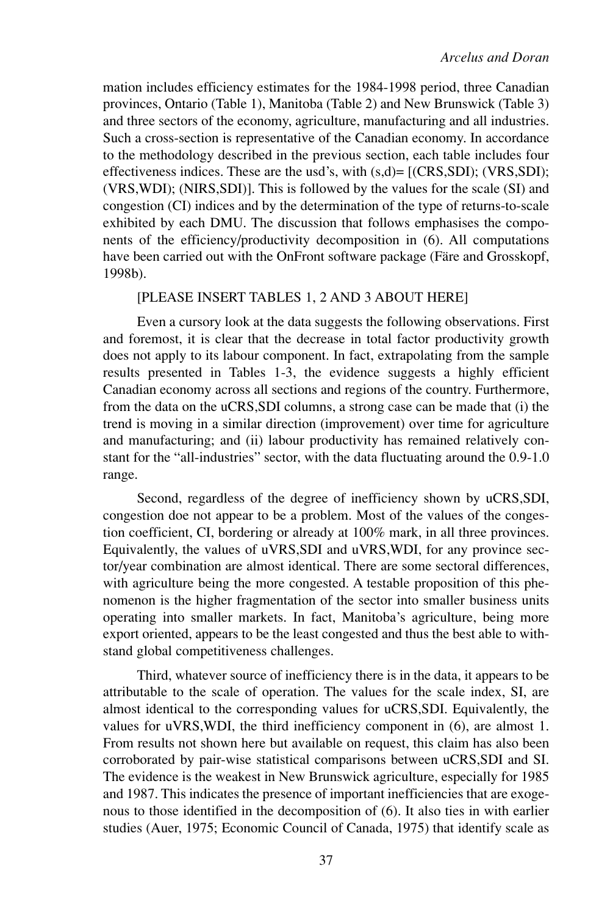mation includes efficiency estimates for the 1984-1998 period, three Canadian provinces, Ontario (Table 1), Manitoba (Table 2) and New Brunswick (Table 3) and three sectors of the economy, agriculture, manufacturing and all industries. Such a cross-section is representative of the Canadian economy. In accordance to the methodology described in the previous section, each table includes four effectiveness indices. These are the usd's, with (s,d)= [(CRS,SDI); (VRS,SDI); (VRS,WDI); (NIRS,SDI)]. This is followed by the values for the scale (SI) and congestion (CI) indices and by the determination of the type of returns-to-scale exhibited by each DMU. The discussion that follows emphasises the components of the efficiency/productivity decomposition in (6). All computations have been carried out with the OnFront software package (Färe and Grosskopf, 1998b).

[PLEASE INSERT TABLES 1, 2 AND 3 ABOUT HERE]

Even a cursory look at the data suggests the following observations. First and foremost, it is clear that the decrease in total factor productivity growth does not apply to its labour component. In fact, extrapolating from the sample results presented in Tables 1-3, the evidence suggests a highly efficient Canadian economy across all sections and regions of the country. Furthermore, from the data on the uCRS,SDI columns, a strong case can be made that (i) the trend is moving in a similar direction (improvement) over time for agriculture and manufacturing; and (ii) labour productivity has remained relatively constant for the "all-industries" sector, with the data fluctuating around the 0.9-1.0 range.

Second, regardless of the degree of inefficiency shown by uCRS,SDI, congestion doe not appear to be a problem. Most of the values of the congestion coefficient, CI, bordering or already at 100% mark, in all three provinces. Equivalently, the values of uVRS,SDI and uVRS,WDI, for any province sector/year combination are almost identical. There are some sectoral differences, with agriculture being the more congested. A testable proposition of this phenomenon is the higher fragmentation of the sector into smaller business units operating into smaller markets. In fact, Manitoba's agriculture, being more export oriented, appears to be the least congested and thus the best able to withstand global competitiveness challenges.

Third, whatever source of inefficiency there is in the data, it appears to be attributable to the scale of operation. The values for the scale index, SI, are almost identical to the corresponding values for uCRS,SDI. Equivalently, the values for uVRS,WDI, the third inefficiency component in (6), are almost 1. From results not shown here but available on request, this claim has also been corroborated by pair-wise statistical comparisons between uCRS,SDI and SI. The evidence is the weakest in New Brunswick agriculture, especially for 1985 and 1987. This indicates the presence of important inefficiencies that are exogenous to those identified in the decomposition of (6). It also ties in with earlier studies (Auer, 1975; Economic Council of Canada, 1975) that identify scale as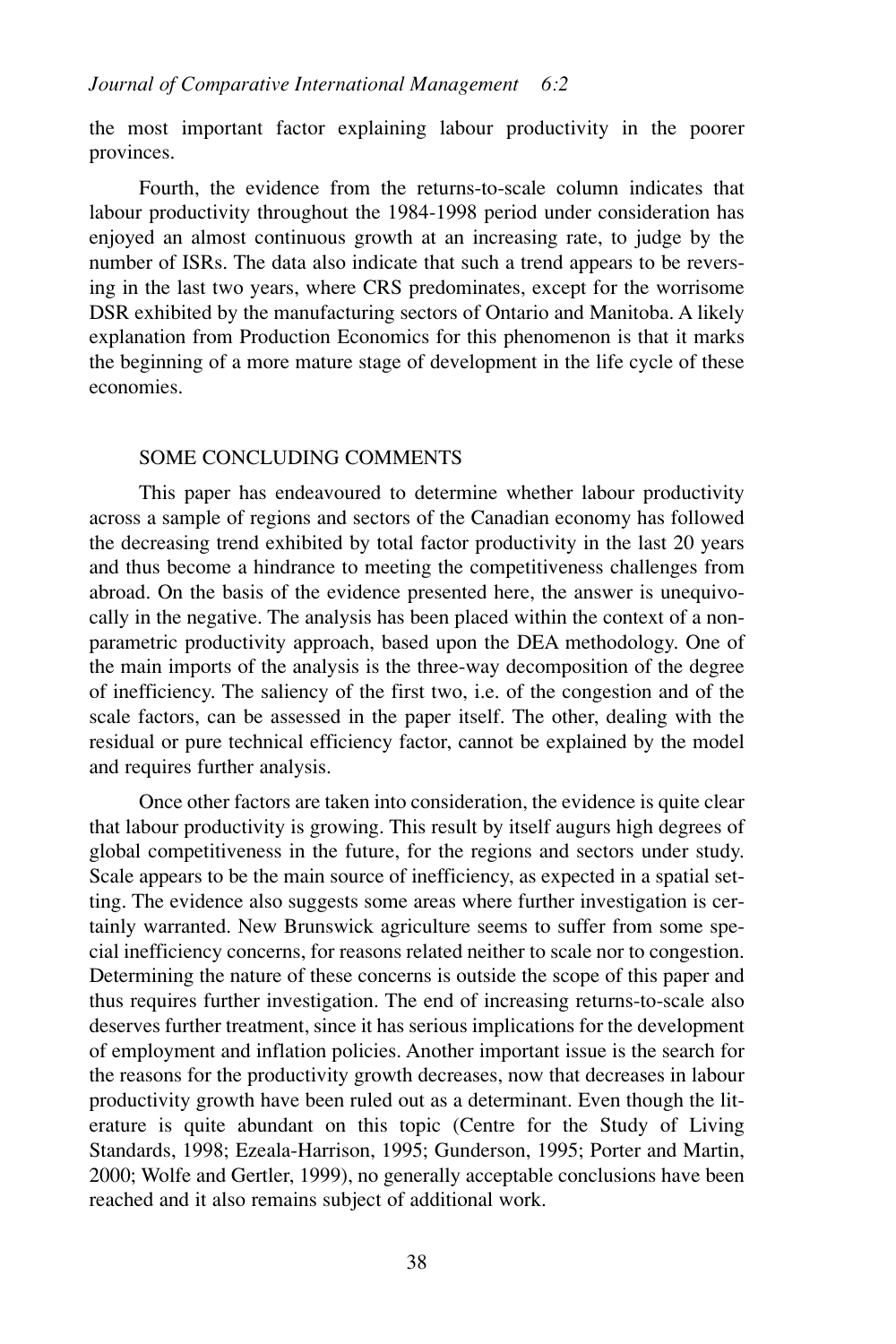the most important factor explaining labour productivity in the poorer provinces.

Fourth, the evidence from the returns-to-scale column indicates that labour productivity throughout the 1984-1998 period under consideration has enjoyed an almost continuous growth at an increasing rate, to judge by the number of ISRs. The data also indicate that such a trend appears to be reversing in the last two years, where CRS predominates, except for the worrisome DSR exhibited by the manufacturing sectors of Ontario and Manitoba. A likely explanation from Production Economics for this phenomenon is that it marks the beginning of a more mature stage of development in the life cycle of these economies.

## SOME CONCLUDING COMMENTS

This paper has endeavoured to determine whether labour productivity across a sample of regions and sectors of the Canadian economy has followed the decreasing trend exhibited by total factor productivity in the last 20 years and thus become a hindrance to meeting the competitiveness challenges from abroad. On the basis of the evidence presented here, the answer is unequivocally in the negative. The analysis has been placed within the context of a non-parametric productivity approach, based upon the DEA methodology. One of the main imports of the analysis is the three-way decomposition of the degree of inefficiency. The saliency of the first two, i.e. of the congestion and of the scale factors, can be assessed in the paper itself. The other, dealing with the residual or pure technical efficiency factor, cannot be explained by the model and requires further analysis.

Once other factors are taken into consideration, the evidence is quite clear that labour productivity is growing. This result by itself augurs high degrees of global competitiveness in the future, for the regions and sectors under study. Scale appears to be the main source of inefficiency, as expected in a spatial setting. The evidence also suggests some areas where further investigation is certainly warranted. New Brunswick agriculture seems to suffer from some special inefficiency concerns, for reasons related neither to scale nor to congestion. Determining the nature of these concerns is outside the scope of this paper and thus requires further investigation. The end of increasing returns-to-scale also deserves further treatment, since it has serious implications for the development of employment and inflation policies. Another important issue is the search for the reasons for the productivity growth decreases, now that decreases in labour productivity growth have been ruled out as a determinant. Even though the literature is quite abundant on this topic (Centre for the Study of Living Standards, 1998; Ezeala-Harrison, 1995; Gunderson, 1995; Porter and Martin, 2000; Wolfe and Gertler, 1999), no generally acceptable conclusions have been reached and it also remains subject of additional work.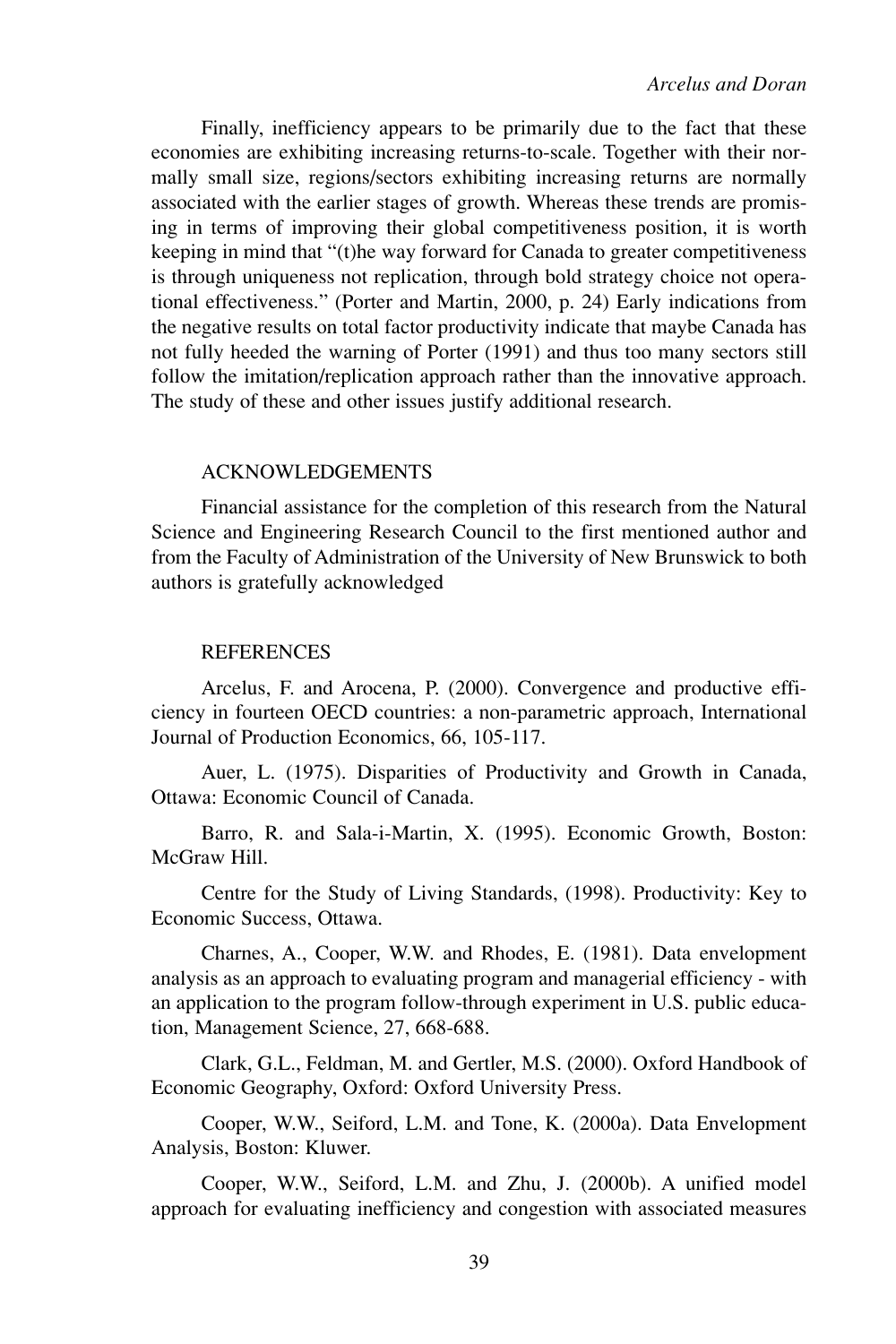Finally, inefficiency appears to be primarily due to the fact that these economies are exhibiting increasing returns-to-scale. Together with their normally small size, regions/sectors exhibiting increasing returns are normally associated with the earlier stages of growth. Whereas these trends are promising in terms of improving their global competitiveness position, it is worth keeping in mind that "(t)he way forward for Canada to greater competitiveness is through uniqueness not replication, through bold strategy choice not operational effectiveness." (Porter and Martin, 2000, p. 24) Early indications from the negative results on total factor productivity indicate that maybe Canada has not fully heeded the warning of Porter (1991) and thus too many sectors still follow the imitation/replication approach rather than the innovative approach. The study of these and other issues justify additional research.

## ACKNOWLEDGEMENTS

Financial assistance for the completion of this research from the Natural Science and Engineering Research Council to the first mentioned author and from the Faculty of Administration of the University of New Brunswick to both authors is gratefully acknowledged

## REFERENCES

Arcelus, F. and Arocena, P. (2000). Convergence and productive efficiency in fourteen OECD countries: a non-parametric approach, International Journal of Production Economics, 66, 105-117.

Auer, L. (1975). Disparities of Productivity and Growth in Canada, Ottawa: Economic Council of Canada.

Barro, R. and Sala-i-Martin, X. (1995). Economic Growth, Boston: McGraw Hill.

Centre for the Study of Living Standards, (1998). Productivity: Key to Economic Success, Ottawa.

Charnes, A., Cooper, W.W. and Rhodes, E. (1981). Data envelopment analysis as an approach to evaluating program and managerial efficiency - with an application to the program follow-through experiment in U.S. public education, Management Science, 27, 668-688.

Clark, G.L., Feldman, M. and Gertler, M.S. (2000). Oxford Handbook of Economic Geography, Oxford: Oxford University Press.

Cooper, W.W., Seiford, L.M. and Tone, K. (2000a). Data Envelopment Analysis, Boston: Kluwer.

Cooper, W.W., Seiford, L.M. and Zhu, J. (2000b). A unified model approach for evaluating inefficiency and congestion with associated measures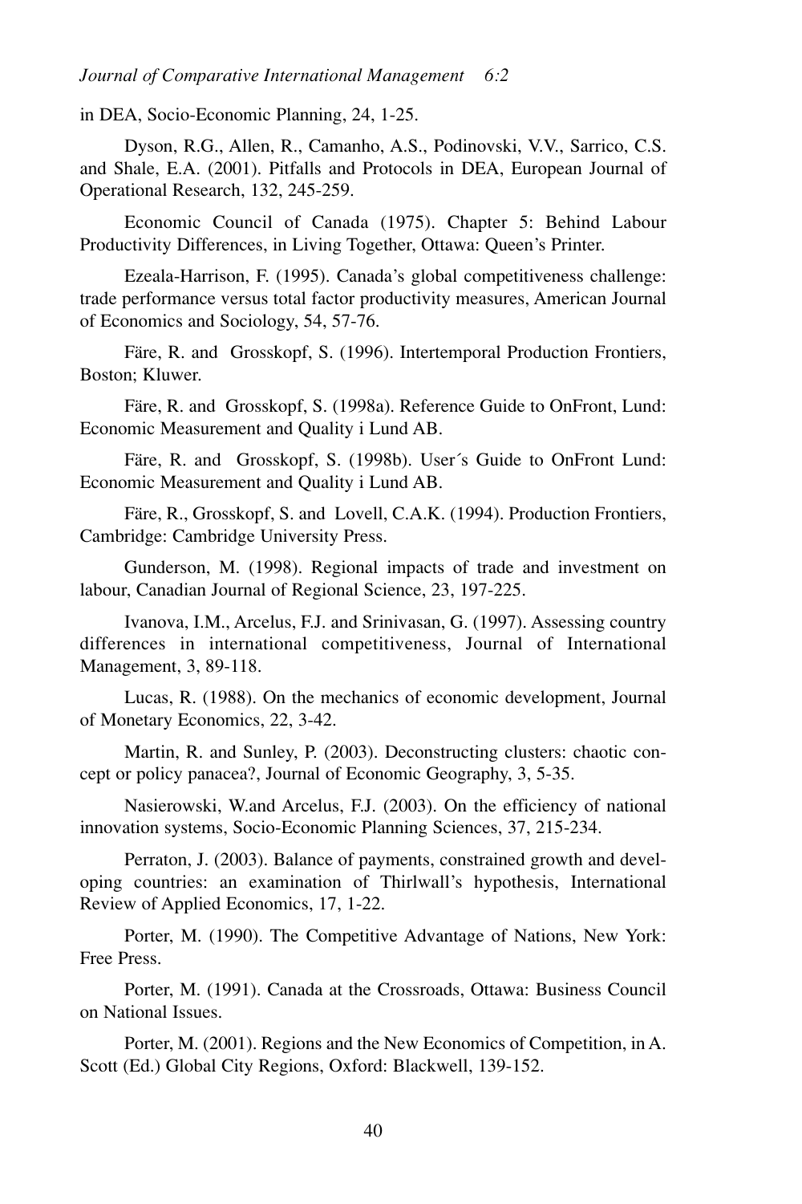in DEA, Socio-Economic Planning, 24, 1-25.

Dyson, R.G., Allen, R., Camanho, A.S., Podinovski, V.V., Sarrico, C.S. and Shale, E.A. (2001). Pitfalls and Protocols in DEA, European Journal of Operational Research, 132, 245-259.

Economic Council of Canada (1975). Chapter 5: Behind Labour Productivity Differences, in Living Together, Ottawa: Queen's Printer.

Ezeala-Harrison, F. (1995). Canada's global competitiveness challenge: trade performance versus total factor productivity measures, American Journal of Economics and Sociology, 54, 57-76.

Färe, R. and Grosskopf, S. (1996). Intertemporal Production Frontiers, Boston; Kluwer.

Färe, R. and Grosskopf, S. (1998a). Reference Guide to OnFront, Lund: Economic Measurement and Quality i Lund AB.

Färe, R. and Grosskopf, S. (1998b). User´s Guide to OnFront Lund: Economic Measurement and Quality i Lund AB.

Färe, R., Grosskopf, S. and Lovell, C.A.K. (1994). Production Frontiers, Cambridge: Cambridge University Press.

Gunderson, M. (1998). Regional impacts of trade and investment on labour, Canadian Journal of Regional Science, 23, 197-225.

Ivanova, I.M., Arcelus, F.J. and Srinivasan, G. (1997). Assessing country differences in international competitiveness, Journal of International Management, 3, 89-118.

Lucas, R. (1988). On the mechanics of economic development, Journal of Monetary Economics, 22, 3-42.

Martin, R. and Sunley, P. (2003). Deconstructing clusters: chaotic concept or policy panacea?, Journal of Economic Geography, 3, 5-35.

Nasierowski, W.and Arcelus, F.J. (2003). On the efficiency of national innovation systems, Socio-Economic Planning Sciences, 37, 215-234.

Perraton, J. (2003). Balance of payments, constrained growth and developing countries: an examination of Thirlwall's hypothesis, International Review of Applied Economics, 17, 1-22.

Porter, M. (1990). The Competitive Advantage of Nations, New York: Free Press.

Porter, M. (1991). Canada at the Crossroads, Ottawa: Business Council on National Issues.

Porter, M. (2001). Regions and the New Economics of Competition, in A. Scott (Ed.) Global City Regions, Oxford: Blackwell, 139-152.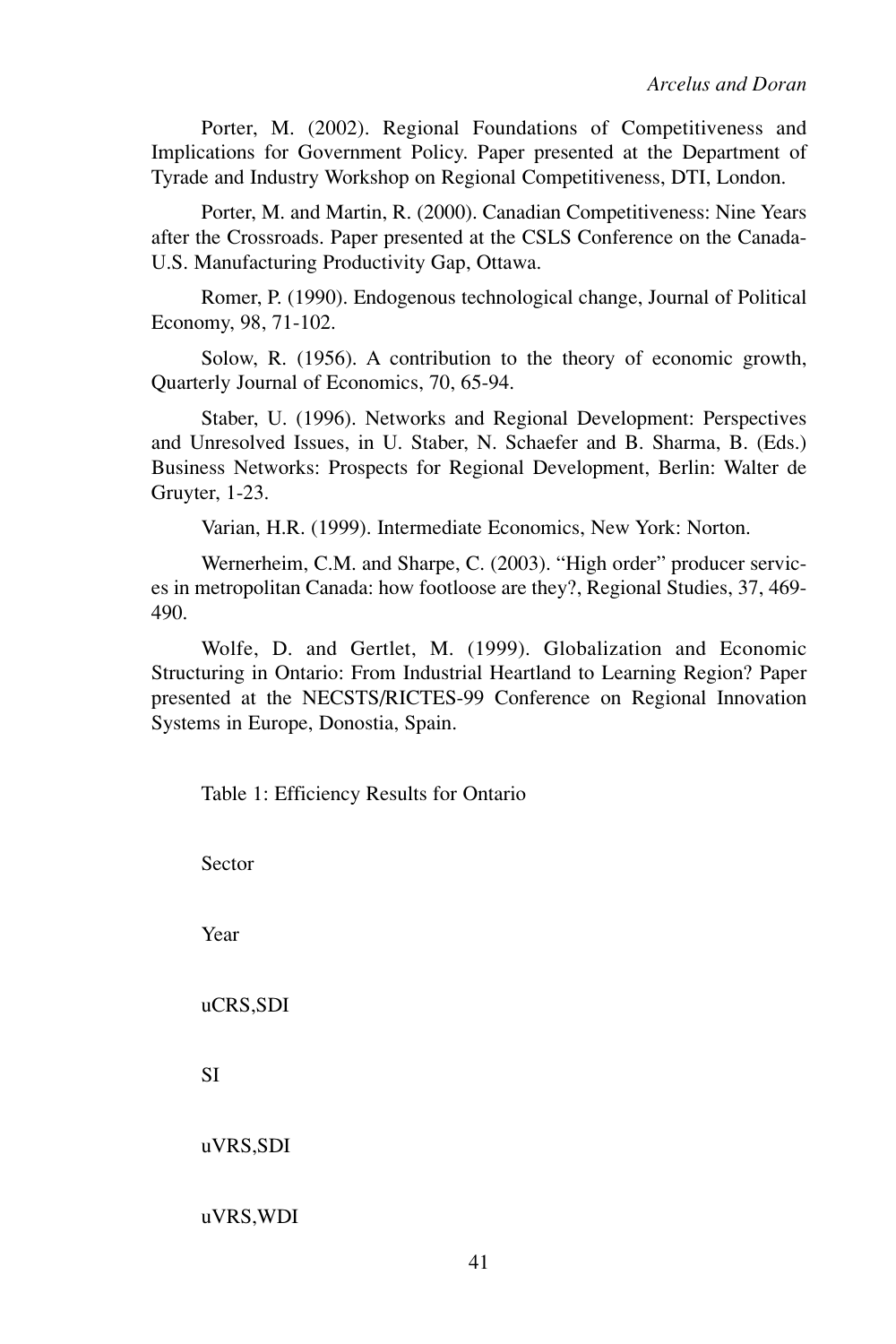Porter, M. (2002). Regional Foundations of Competitiveness and Implications for Government Policy. Paper presented at the Department of Tyrade and Industry Workshop on Regional Competitiveness, DTI, London.

Porter, M. and Martin, R. (2000). Canadian Competitiveness: Nine Years after the Crossroads. Paper presented at the CSLS Conference on the Canada-U.S. Manufacturing Productivity Gap, Ottawa.

Romer, P. (1990). Endogenous technological change, Journal of Political Economy, 98, 71-102.

Solow, R. (1956). A contribution to the theory of economic growth, Quarterly Journal of Economics, 70, 65-94.

Staber, U. (1996). Networks and Regional Development: Perspectives and Unresolved Issues, in U. Staber, N. Schaefer and B. Sharma, B. (Eds.) Business Networks: Prospects for Regional Development, Berlin: Walter de Gruyter, 1-23.

Varian, H.R. (1999). Intermediate Economics, New York: Norton.

Wernerheim, C.M. and Sharpe, C. (2003). "High order" producer services in metropolitan Canada: how footloose are they?, Regional Studies, 37, 469-490.

Wolfe, D. and Gertlet, M. (1999). Globalization and Economic Structuring in Ontario: From Industrial Heartland to Learning Region? Paper presented at the NECSTS/RICTES-99 Conference on Regional Innovation Systems in Europe, Donostia, Spain.

Table 1: Efficiency Results for Ontario

Sector

Year

uCRS,SDI

SI

uVRS,SDI

uVRS,WDI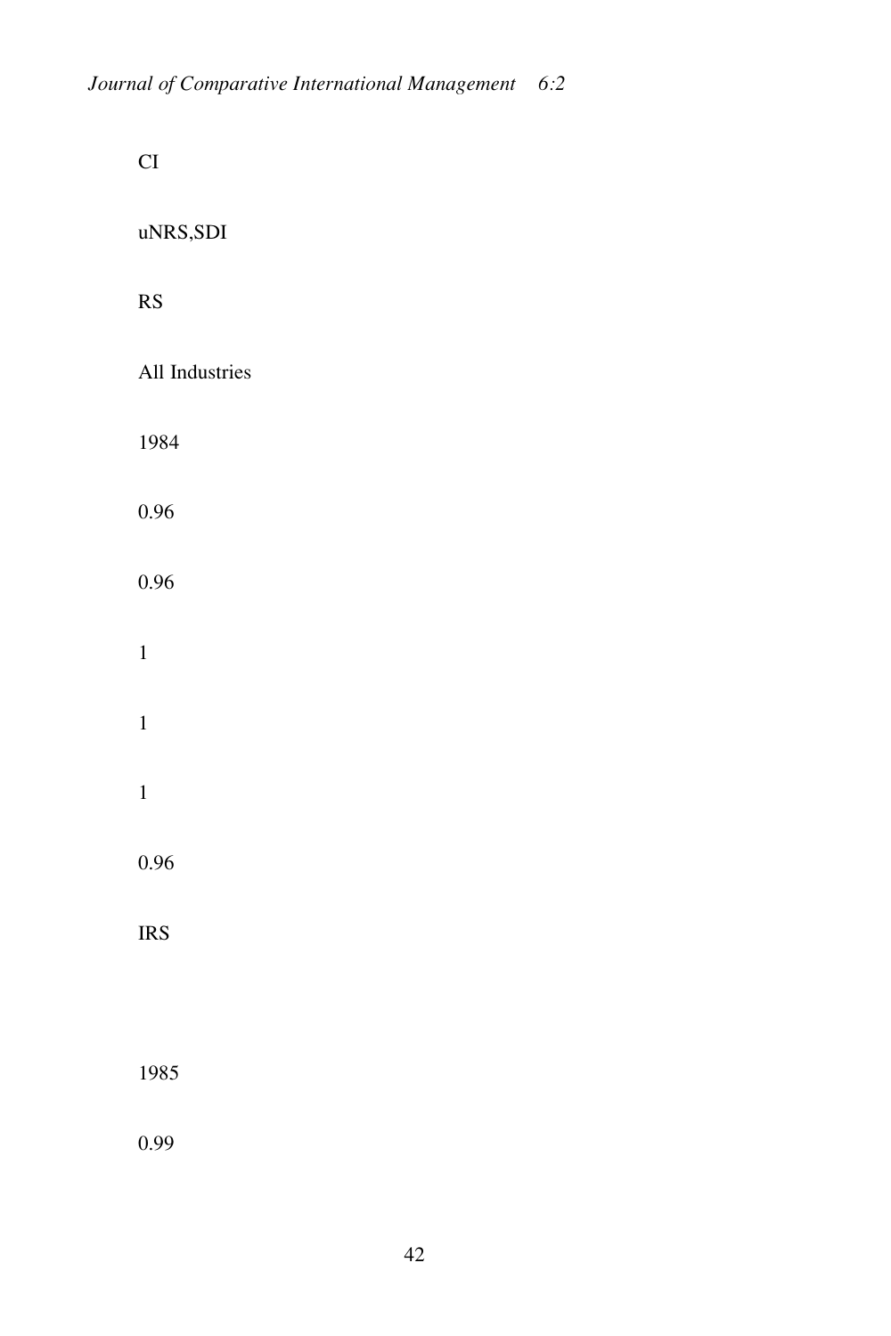CI

uNRS,SDI

RS

All Industries

1984

0.96

0.96

1

1

1

0.96

IRS

1985

0.99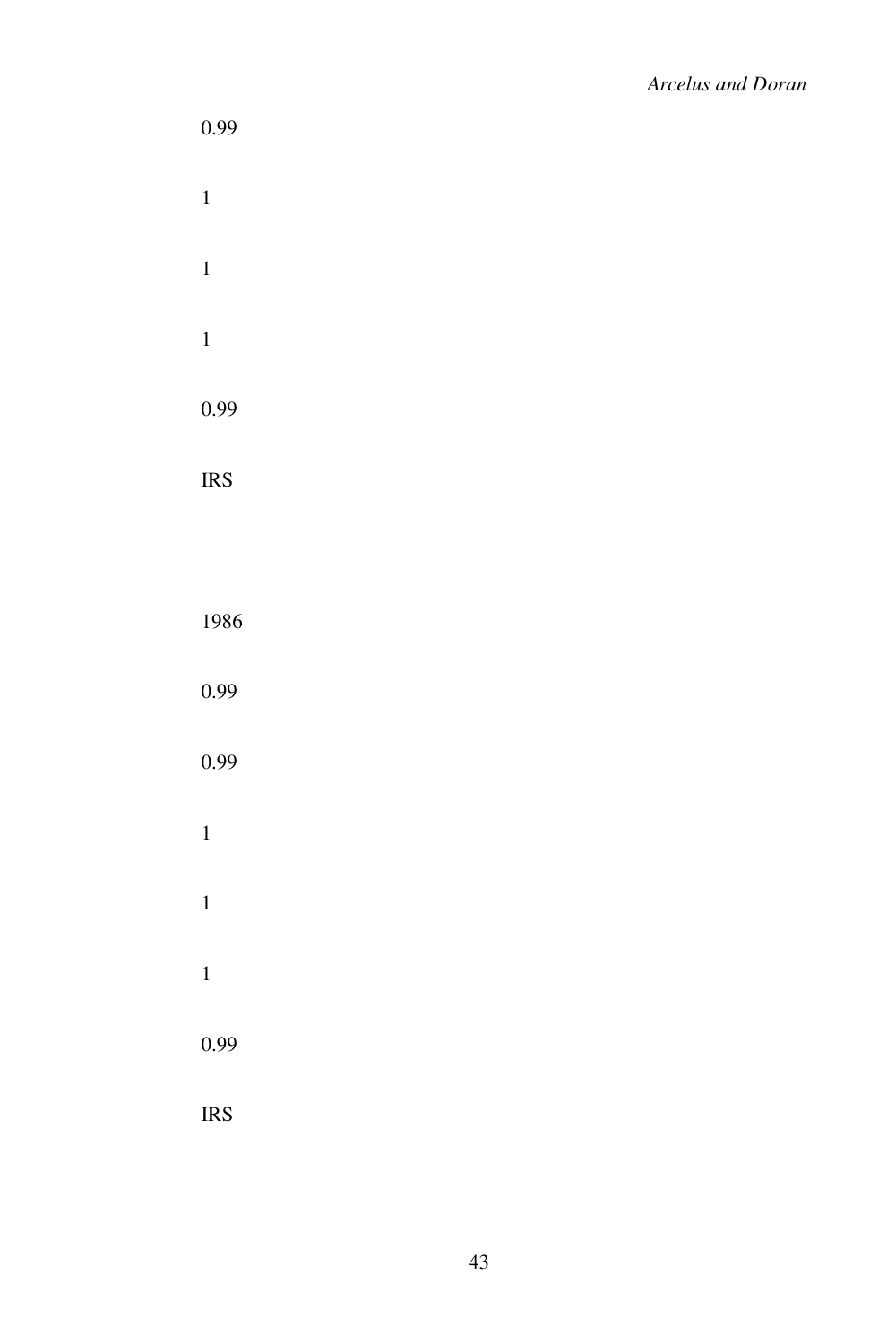0.99

1

1

1

0.99

IRS

1986

0.99

0.99

1

1

1

0.99

IRS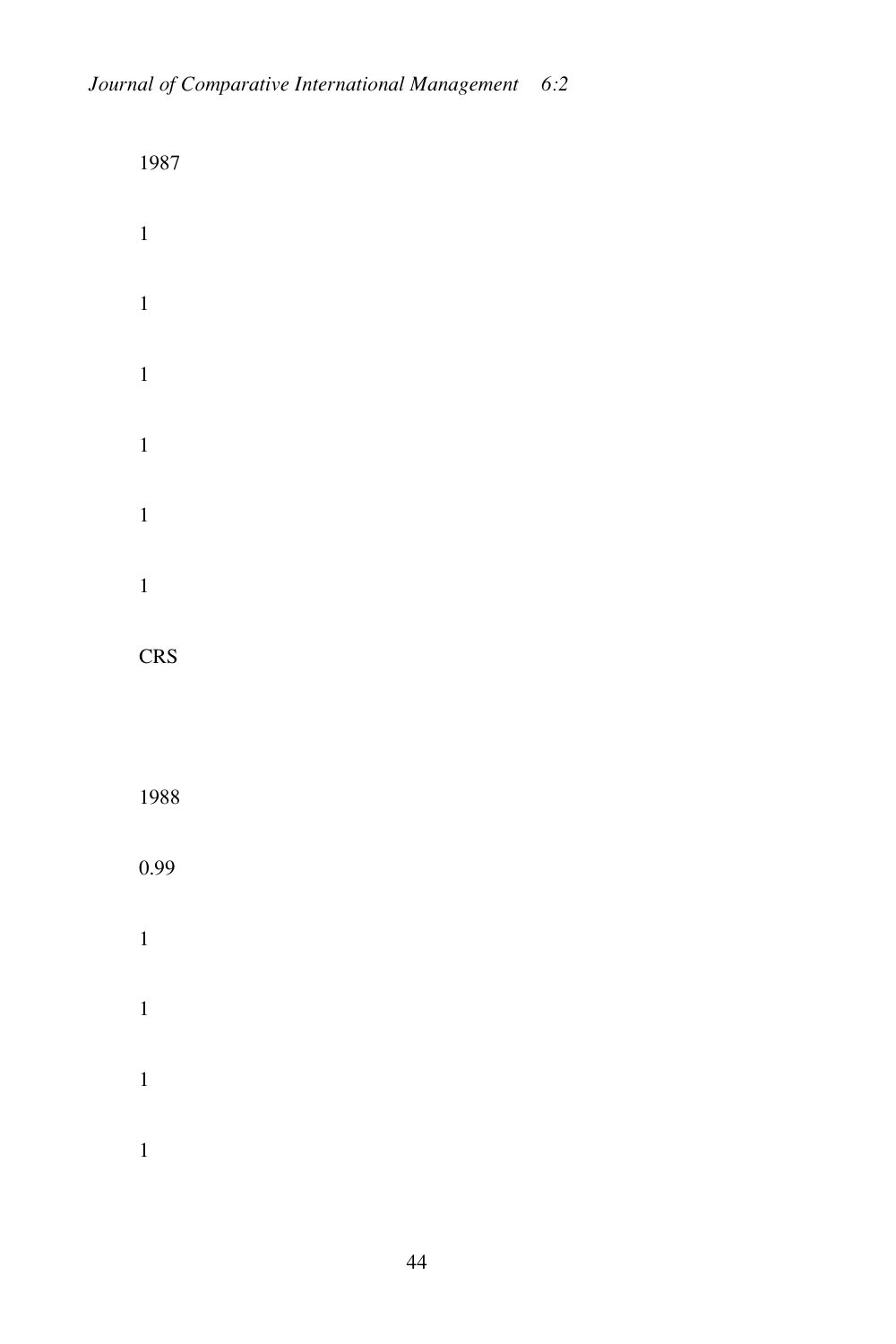1987

1

1

1

1

1

1

CRS

1988

0.99

1

1

1

1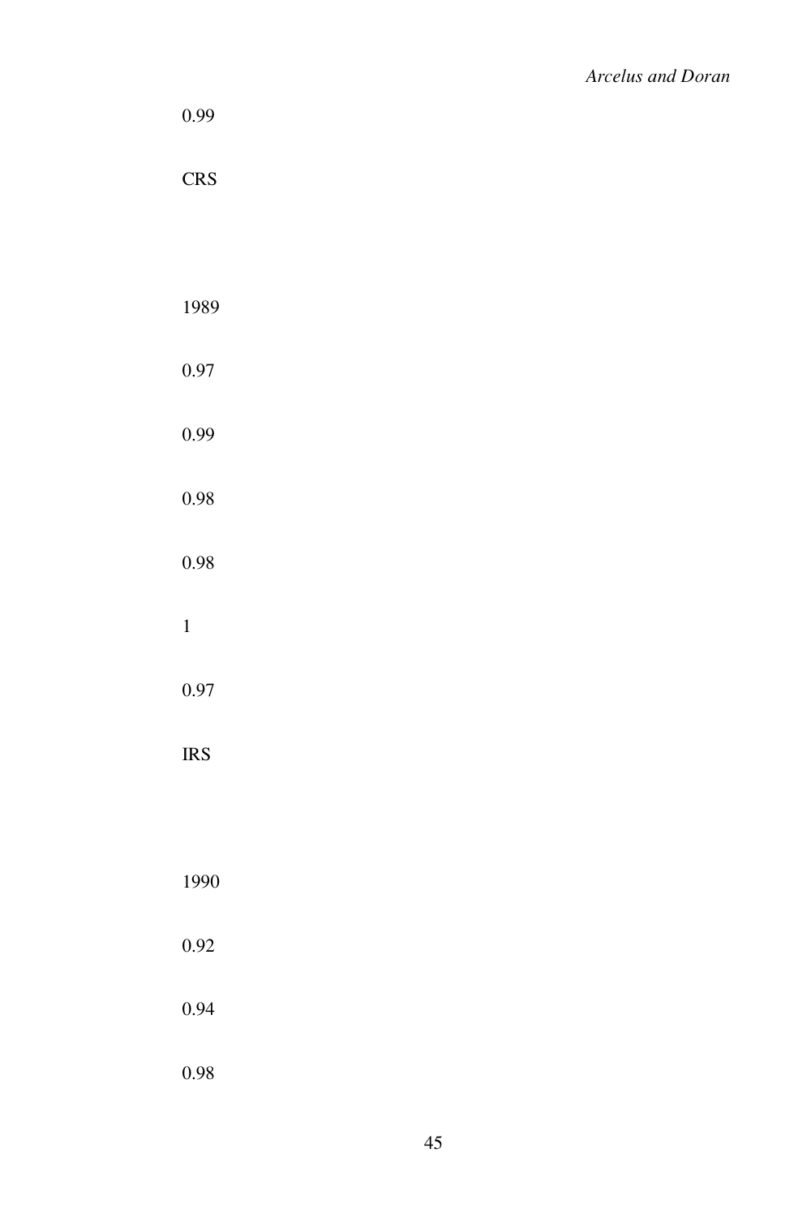0.99

CRS

1989

0.97

0.99

0.98

0.98

1

0.97

IRS

1990

0.92

0.94

0.98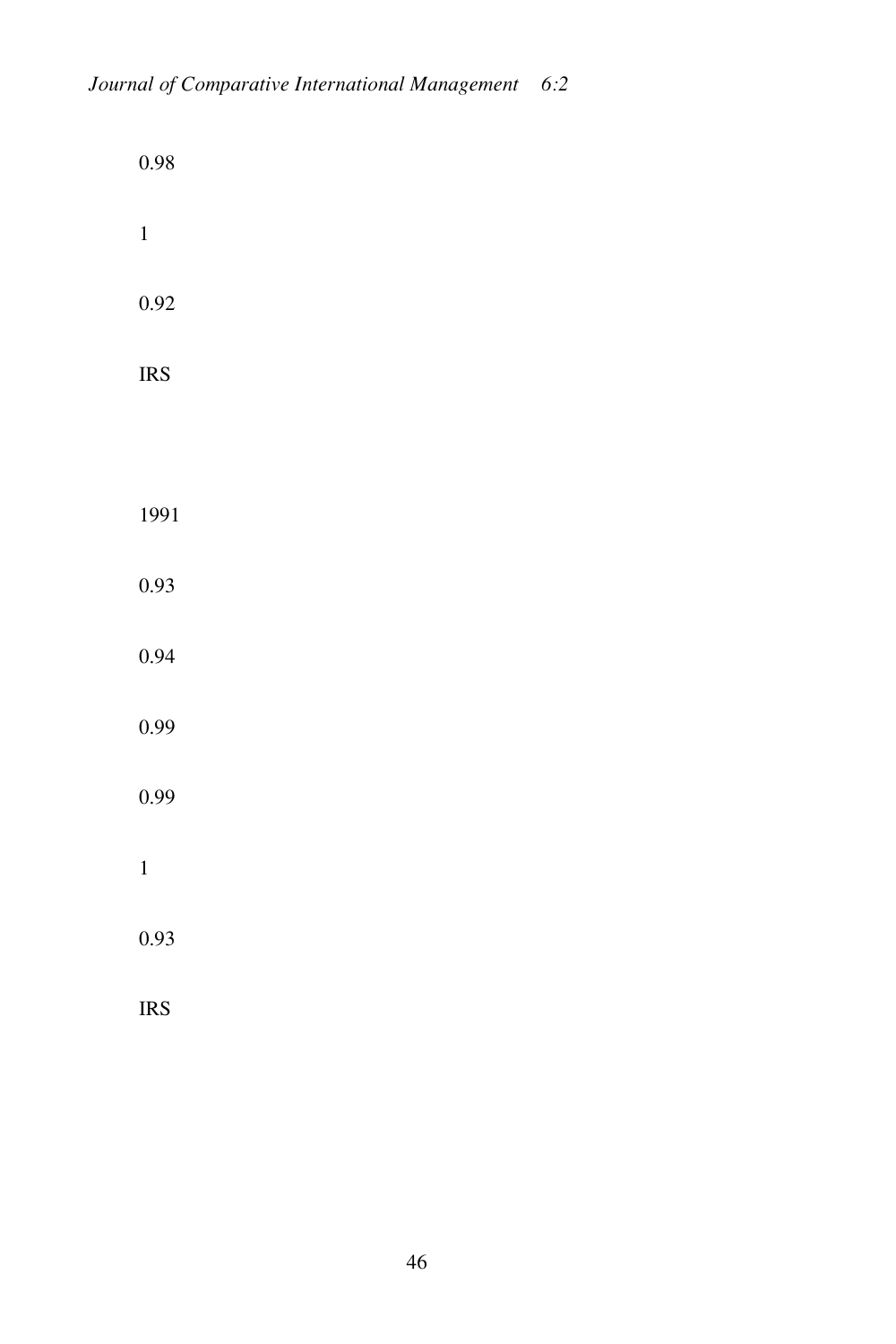0.98

1

0.92

IRS

1991

0.93

0.94

0.99

0.99

1

0.93

IRS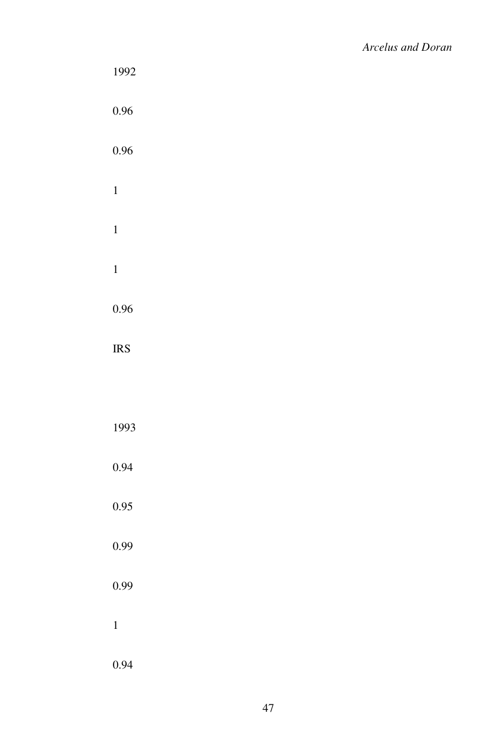1992

0.96

0.96

1

1

1

0.96

IRS

1993

0.94

0.95

0.99

0.99

1

0.94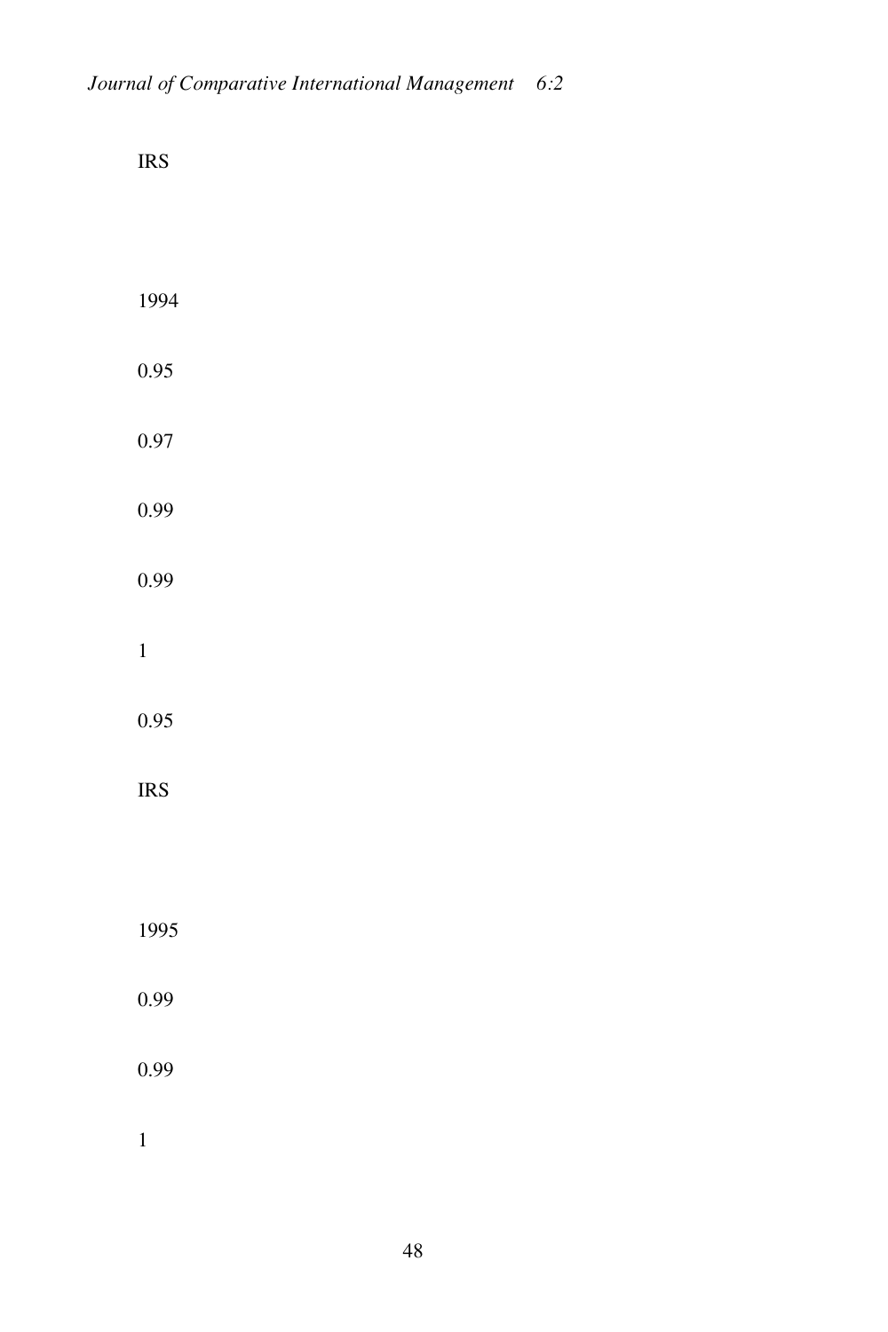IRS

1994

0.95

0.97

0.99

0.99

1

0.95

IRS

1995

0.99

0.99

1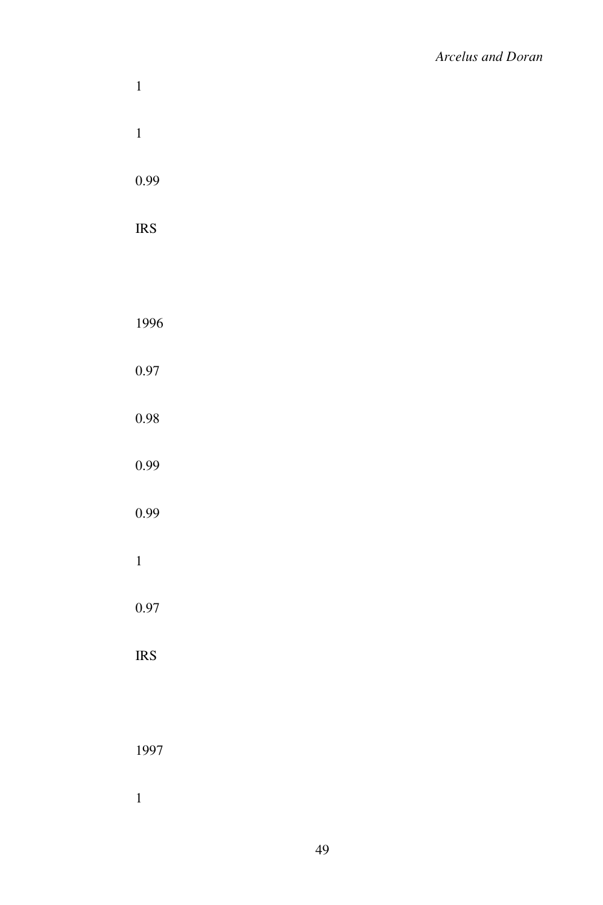1

1

0.99

IRS

1996

0.97

0.98

0.99

0.99

1

0.97

IRS

1997

1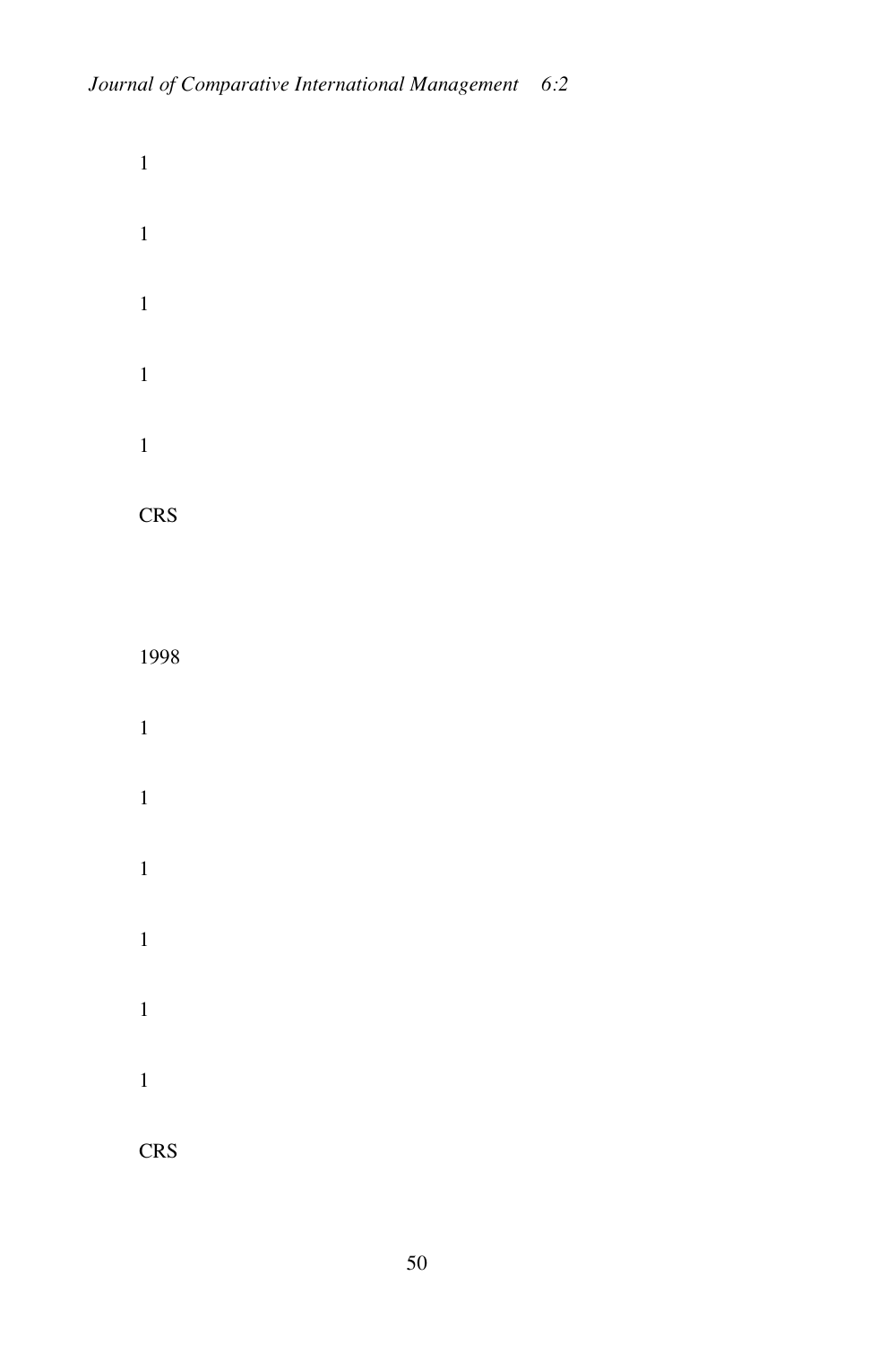1

1

1

1

1

CRS

1998

1

1

1

1

1

1

CRS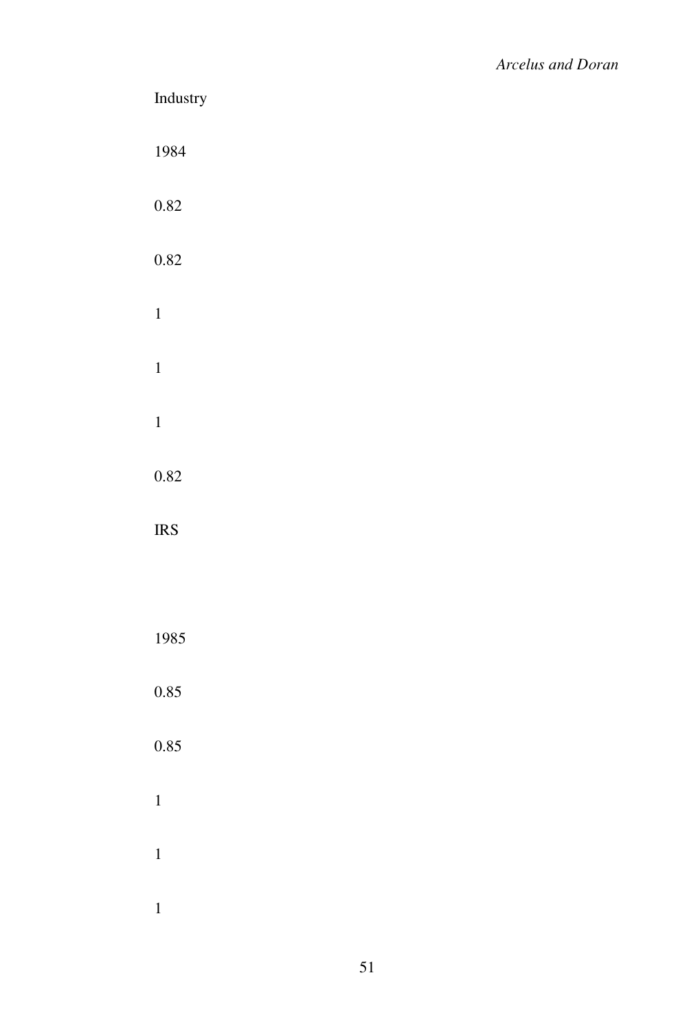Industry

1984

0.82

0.82

1

1

1

0.82

IRS

1985

0.85

0.85

1

1

1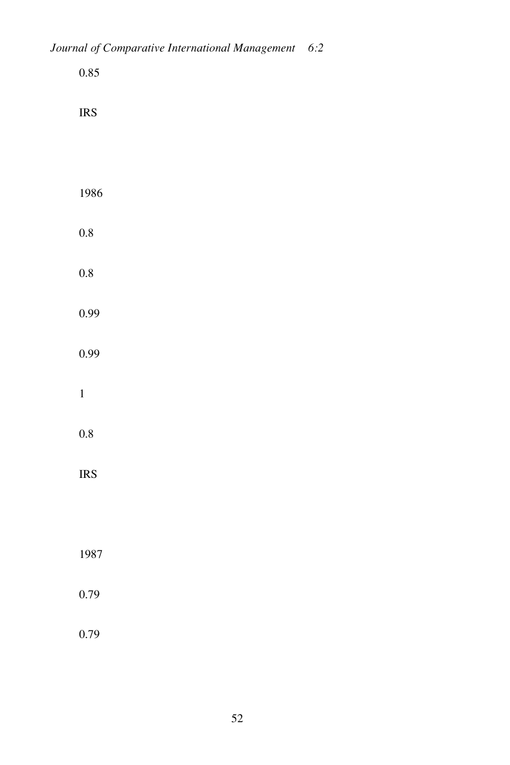0.85

IRS

1986

0.8

0.8

0.99

0.99

1

0.8

IRS

1987

0.79

0.79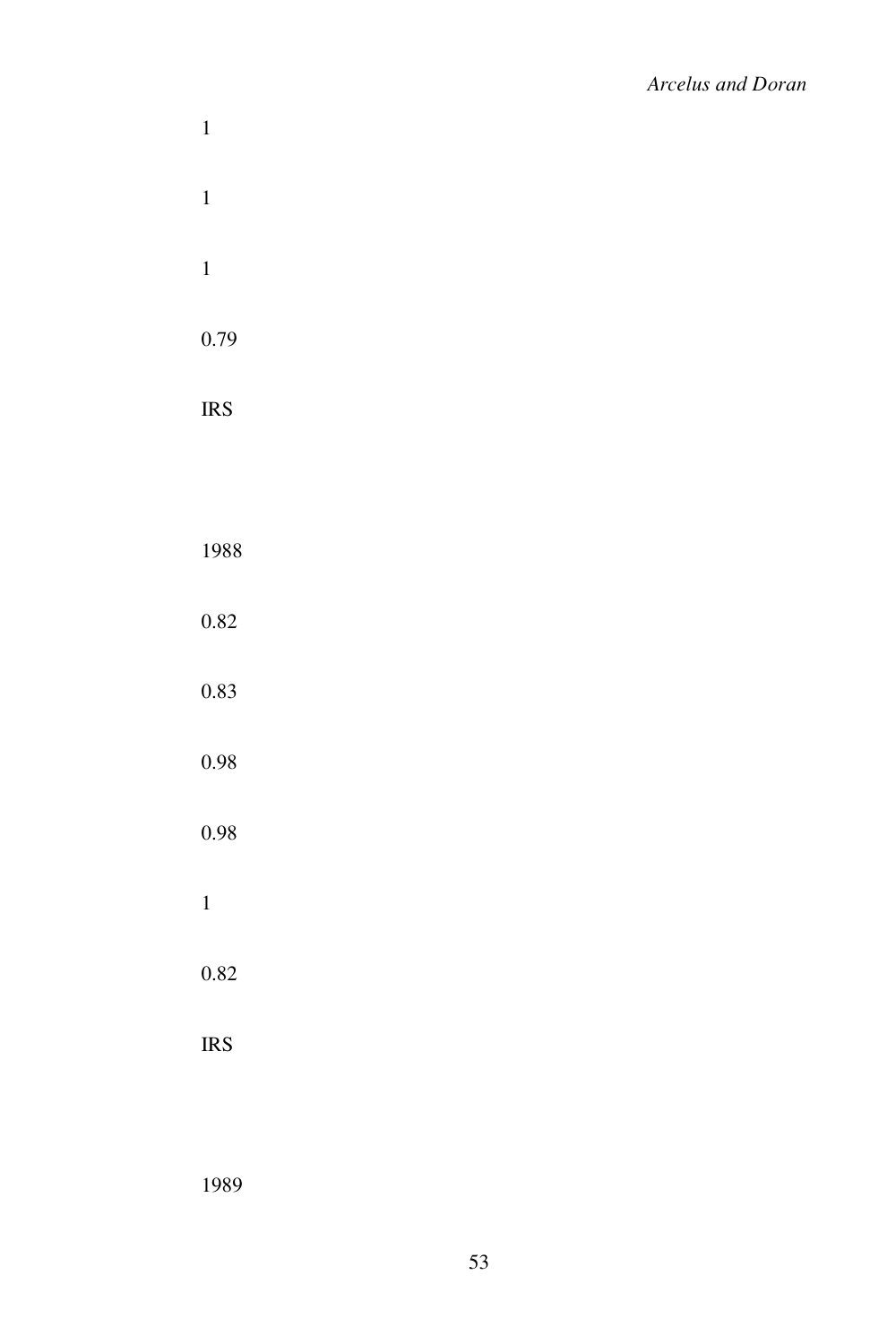1

1

1

0.79

IRS

1988

0.82

0.83

0.98

0.98

1

0.82

IRS

1989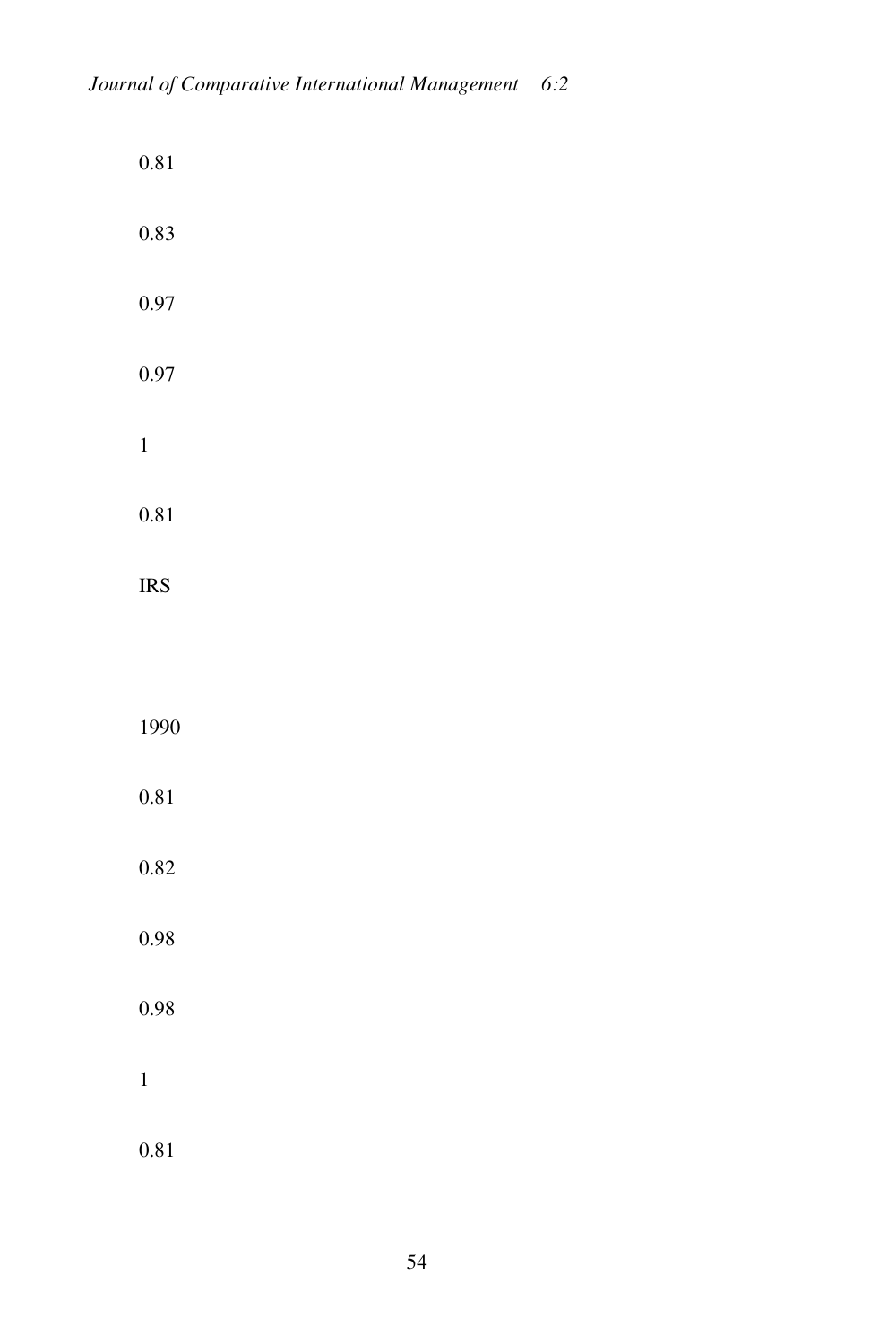0.81

0.83

0.97

0.97

1

0.81

IRS

1990

0.81

0.82

0.98

0.98

1

0.81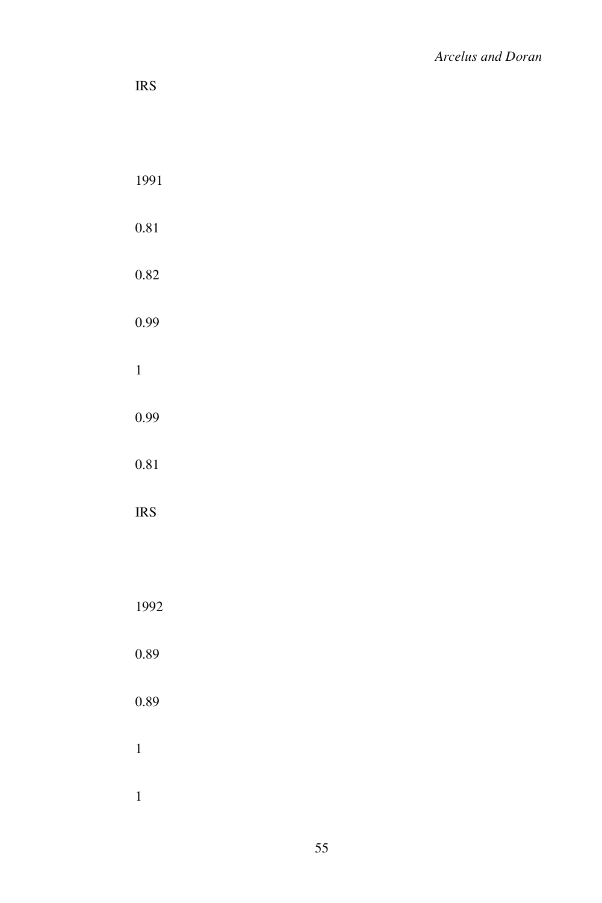IRS

1991

0.81

0.82

0.99

1

0.99

0.81

IRS

1992

0.89

0.89

1

1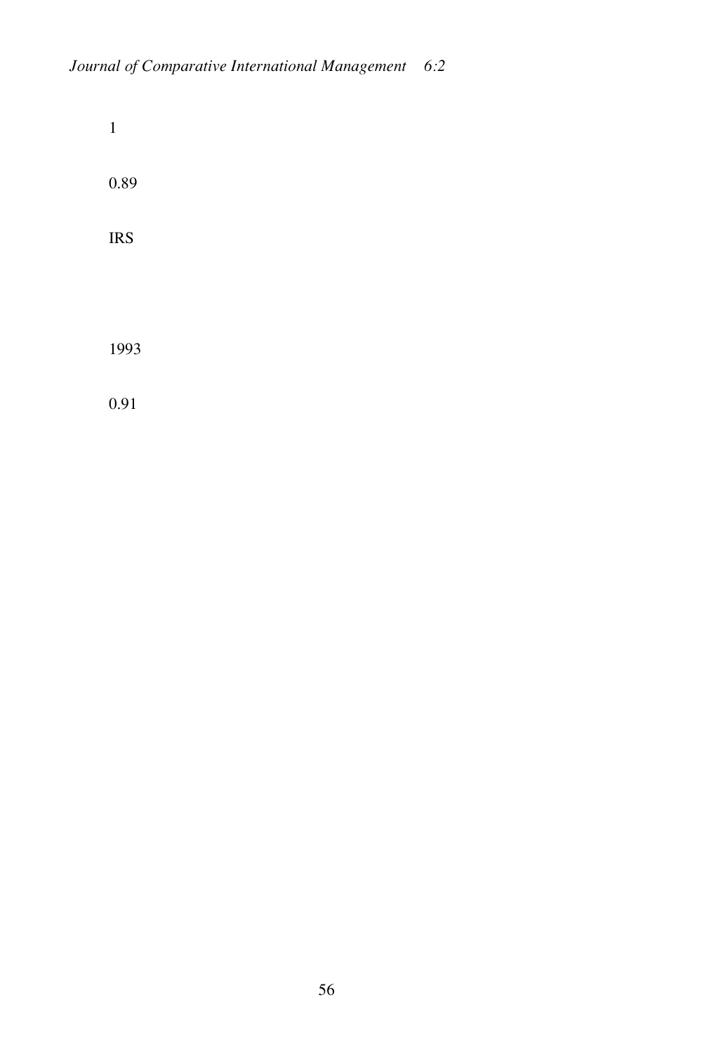1

0.89

IRS

1993

0.91